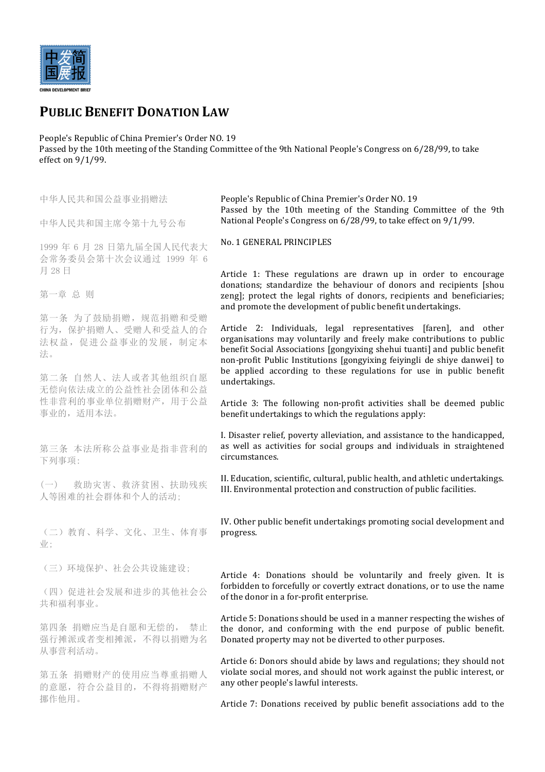中发简
国展报

CHINA DEVELOPMENT BRIEF

# PUBLIC BENEFIT DONATION LAW

People's Republic of China Premier's Order NO. 19
Passed by the 10th meeting of the Standing Committee of the 9th National People's Congress on 6/28/99, to take effect on 9/1/99.

中华人民共和国公益事业捐赠法

中华人民共和国主席令第十九号公布

1999 年 6 月 28 日第九届全国人民代表大会常务委员会第十次会议通过 1999 年 6 月 28 日

第一章 总 则

第一条 为了鼓励捐赠，规范捐赠和受赠行为，保护捐赠人、受赠人和受益人的合法权益，促进公益事业的发展，制定本法。

第二条 自然人、法人或者其他组织自愿无偿向依法成立的公益性社会团体和公益性非营利的事业单位捐赠财产，用于公益事业的，适用本法。

第三条 本法所称公益事业是指非营利的下列事项:

（一） 救助灾害、救济贫困、扶助残疾人等困难的社会群体和个人的活动;

（二）教育、科学、文化、卫生、体育事业;

（三）环境保护、社会公共设施建设;

（四）促进社会发展和进步的其他社会公共和福利事业。

第四条 捐赠应当是自愿和无偿的， 禁止强行摊派或者变相摊派，不得以捐赠为名从事营利活动。

第五条 捐赠财产的使用应当尊重捐赠人的意愿，符合公益目的，不得将捐赠财产挪作他用。

People's Republic of China Premier's Order NO. 19
Passed by the 10th meeting of the Standing Committee of the 9th National People's Congress on 6/28/99, to take effect on 9/1/99.

No. 1 GENERAL PRINCIPLES

Article 1: These regulations are drawn up in order to encourage donations; standardize the behaviour of donors and recipients [shou zeng]; protect the legal rights of donors, recipients and beneficiaries; and promote the development of public benefit undertakings.

Article 2: Individuals, legal representatives [faren], and other organisations may voluntarily and freely make contributions to public benefit Social Associations [gongyixing shehui tuanti] and public benefit non-profit Public Institutions [gongyixing feiyingli de shiye danwei] to be applied according to these regulations for use in public benefit undertakings.

Article 3: The following non-profit activities shall be deemed public benefit undertakings to which the regulations apply:

I. Disaster relief, poverty alleviation, and assistance to the handicapped, as well as activities for social groups and individuals in straightened circumstances.

II. Education, scientific, cultural, public health, and athletic undertakings.
III. Environmental protection and construction of public facilities.

IV. Other public benefit undertakings promoting social development and progress.

Article 4: Donations should be voluntarily and freely given. It is forbidden to forcefully or covertly extract donations, or to use the name of the donor in a for-profit enterprise.

Article 5: Donations should be used in a manner respecting the wishes of the donor, and conforming with the end purpose of public benefit. Donated property may not be diverted to other purposes.

Article 6: Donors should abide by laws and regulations; they should not violate social mores, and should not work against the public interest, or any other people's lawful interests.

Article 7: Donations received by public benefit associations add to the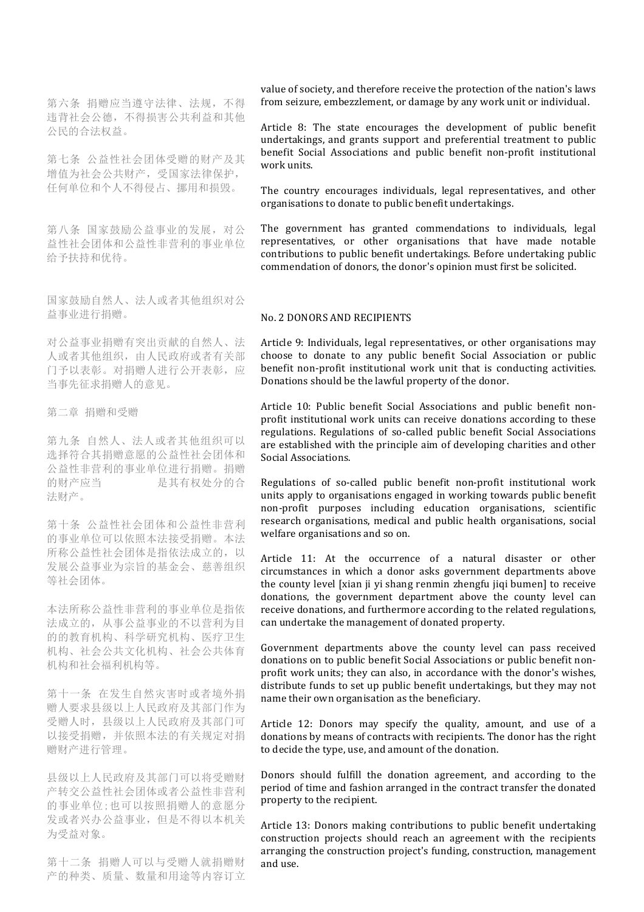第六条 捐赠应当遵守法律、法规，不得违背社会公德，不得损害公共利益和其他公民的合法权益。

第七条 公益性社会团体受赠的财产及其增值为社会公共财产，受国家法律保护，任何单位和个人不得侵占、挪用和损毁。

第八条 国家鼓励公益事业的发展，对公益性社会团体和公益性非营利的事业单位给予扶持和优待。

国家鼓励自然人、法人或者其他组织对公益事业进行捐赠。

对公益事业捐赠有突出贡献的自然人、法人或者其他组织，由人民政府或者有关部门予以表彰。对捐赠人进行公开表彰，应当事先征求捐赠人的意见。

第二章 捐赠和受赠

第九条 自然人、法人或者其他组织可以选择符合其捐赠意愿的公益性社会团体和公益性非营利的事业单位进行捐赠。捐赠的财产应当 是其有权处分的合法财产。

第十条 公益性社会团体和公益性非营利的事业单位可以依照本法接受捐赠。本法所称公益性社会团体是指依法成立的，以发展公益事业为宗旨的基金会、慈善组织等社会团体。

本法所称公益性非营利的事业单位是指依法成立的，从事公益事业的不以营利为目的的教育机构、科学研究机构、医疗卫生机构、社会公共文化机构、社会公共体育机构和社会福利机构等。

第十一条 在发生自然灾害时或者境外捐赠人要求县级以上人民政府及其部门作为受赠人时，县级以上人民政府及其部门可以接受捐赠，并依照本法的有关规定对捐赠财产进行管理。

县级以上人民政府及其部门可以将受赠财产转交公益性社会团体或者公益性非营利的事业单位；也可以按照捐赠人的意愿分发或者兴办公益事业，但是不得以本机关为受益对象。

第十二条 捐赠人可以与受赠人就捐赠财产的种类、质量、数量和用途等内容订立

value of society, and therefore receive the protection of the nation's laws from seizure, embezzlement, or damage by any work unit or individual.

Article 8: The state encourages the development of public benefit undertakings, and grants support and preferential treatment to public benefit Social Associations and public benefit non-profit institutional work units.

The country encourages individuals, legal representatives, and other organisations to donate to public benefit undertakings.

The government has granted commendations to individuals, legal representatives, or other organisations that have made notable contributions to public benefit undertakings. Before undertaking public commendation of donors, the donor's opinion must first be solicited.

## No. 2 DONORS AND RECIPIENTS

Article 9: Individuals, legal representatives, or other organisations may choose to donate to any public benefit Social Association or public benefit non-profit institutional work unit that is conducting activities. Donations should be the lawful property of the donor.

Article 10: Public benefit Social Associations and public benefit non-profit institutional work units can receive donations according to these regulations. Regulations of so-called public benefit Social Associations are established with the principle aim of developing charities and other Social Associations.

Regulations of so-called public benefit non-profit institutional work units apply to organisations engaged in working towards public benefit non-profit purposes including education organisations, scientific research organisations, medical and public health organisations, social welfare organisations and so on.

Article 11: At the occurrence of a natural disaster or other circumstances in which a donor asks government departments above the county level [xian ji yi shang renmin zhengfu jiqi bumen] to receive donations, the government department above the county level can receive donations, and furthermore according to the related regulations, can undertake the management of donated property.

Government departments above the county level can pass received donations on to public benefit Social Associations or public benefit non-profit work units; they can also, in accordance with the donor's wishes, distribute funds to set up public benefit undertakings, but they may not name their own organisation as the beneficiary.

Article 12: Donors may specify the quality, amount, and use of a donations by means of contracts with recipients. The donor has the right to decide the type, use, and amount of the donation.

Donors should fulfill the donation agreement, and according to the period of time and fashion arranged in the contract transfer the donated property to the recipient.

Article 13: Donors making contributions to public benefit undertaking construction projects should reach an agreement with the recipients arranging the construction project's funding, construction, management and use.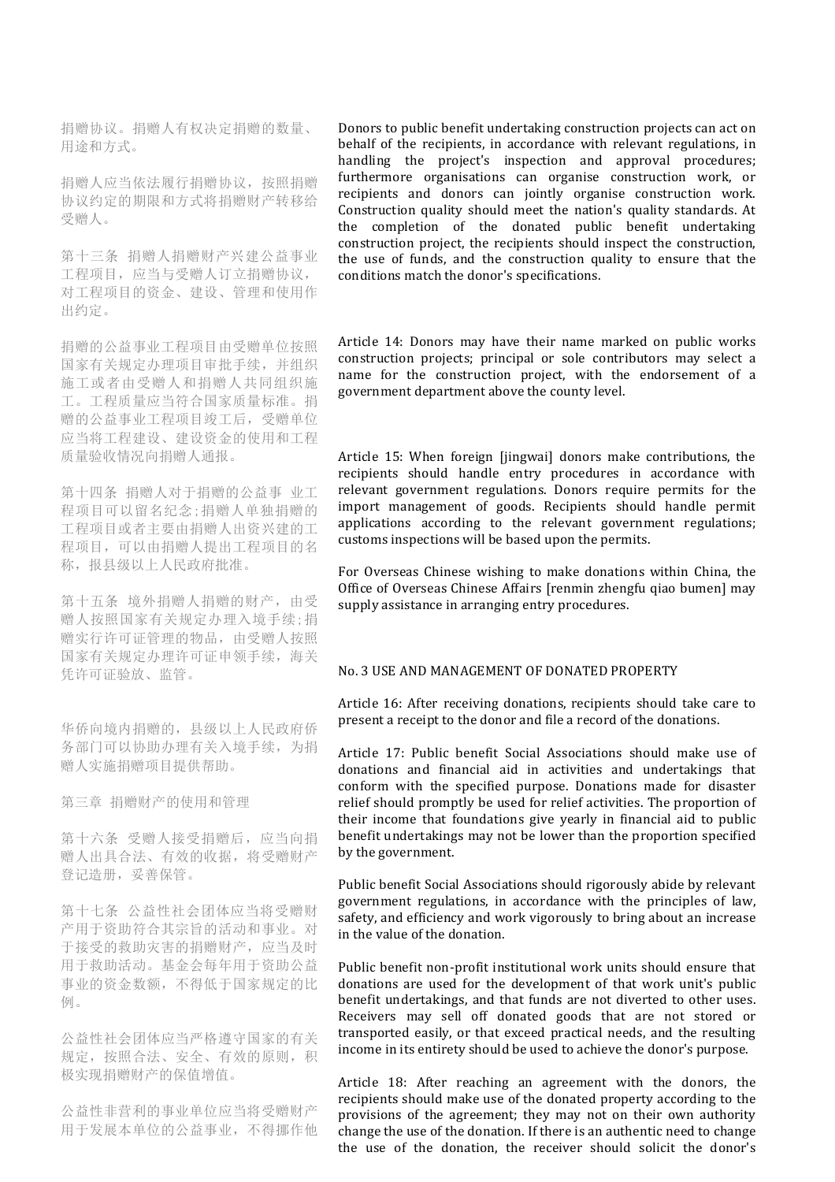捐赠协议。捐赠人有权决定捐赠的数量、用途和方式。

捐赠人应当依法履行捐赠协议，按照捐赠协议约定的期限和方式将捐赠财产转移给受赠人。

第十三条 捐赠人捐赠财产兴建公益事业工程项目，应当与受赠人订立捐赠协议，对工程项目的资金、建设、管理和使用作出约定。

捐赠的公益事业工程项目由受赠单位按照国家有关规定办理项目审批手续，并组织施工或者由受赠人和捐赠人共同组织施工。工程质量应当符合国家质量标准。捐赠的公益事业工程项目竣工后，受赠单位应当将工程建设、建设资金的使用和工程质量验收情况向捐赠人通报。

第十四条 捐赠人对于捐赠的公益事 业工程项目可以留名纪念；捐赠人单独捐赠的工程项目或者主要由捐赠人出资兴建的工程项目，可以由捐赠人提出工程项目的名称，报县级以上人民政府批准。

第十五条 境外捐赠人捐赠的财产，由受赠人按照国家有关规定办理入境手续；捐赠实行许可证管理的物品，由受赠人按照国家有关规定办理许可证申领手续，海关凭许可证验放、监管。

华侨向境内捐赠的，县级以上人民政府侨务部门可以协助办理有关入境手续，为捐赠人实施捐赠项目提供帮助。

第三章 捐赠财产的使用和管理

第十六条 受赠人接受捐赠后，应当向捐赠人出具合法、有效的收据，将受赠财产登记造册，妥善保管。

第十七条 公益性社会团体应当将受赠财产用于资助符合其宗旨的活动和事业。对于接受的救助灾害的捐赠财产，应当及时用于救助活动。基金会每年用于资助公益事业的资金数额，不得低于国家规定的比例。

公益性社会团体应当严格遵守国家的有关规定，按照合法、安全、有效的原则，积极实现捐赠财产的保值增值。

公益性非营利的事业单位应当将受赠财产用于发展本单位的公益事业，不得挪作他

Donors to public benefit undertaking construction projects can act on behalf of the recipients, in accordance with relevant regulations, in handling the project's inspection and approval procedures; furthermore organisations can organise construction work, or recipients and donors can jointly organise construction work. Construction quality should meet the nation's quality standards. At the completion of the donated public benefit undertaking construction project, the recipients should inspect the construction, the use of funds, and the construction quality to ensure that the conditions match the donor's specifications.

Article 14: Donors may have their name marked on public works construction projects; principal or sole contributors may select a name for the construction project, with the endorsement of a government department above the county level.

Article 15: When foreign [jingwai] donors make contributions, the recipients should handle entry procedures in accordance with relevant government regulations. Donors require permits for the import management of goods. Recipients should handle permit applications according to the relevant government regulations; customs inspections will be based upon the permits.

For Overseas Chinese wishing to make donations within China, the Office of Overseas Chinese Affairs [renmin zhengfu qiao bumen] may supply assistance in arranging entry procedures.

No. 3 USE AND MANAGEMENT OF DONATED PROPERTY

Article 16: After receiving donations, recipients should take care to present a receipt to the donor and file a record of the donations.

Article 17: Public benefit Social Associations should make use of donations and financial aid in activities and undertakings that conform with the specified purpose. Donations made for disaster relief should promptly be used for relief activities. The proportion of their income that foundations give yearly in financial aid to public benefit undertakings may not be lower than the proportion specified by the government.

Public benefit Social Associations should rigorously abide by relevant government regulations, in accordance with the principles of law, safety, and efficiency and work vigorously to bring about an increase in the value of the donation.

Public benefit non-profit institutional work units should ensure that donations are used for the development of that work unit's public benefit undertakings, and that funds are not diverted to other uses. Receivers may sell off donated goods that are not stored or transported easily, or that exceed practical needs, and the resulting income in its entirety should be used to achieve the donor's purpose.

Article 18: After reaching an agreement with the donors, the recipients should make use of the donated property according to the provisions of the agreement; they may not on their own authority change the use of the donation. If there is an authentic need to change the use of the donation, the receiver should solicit the donor's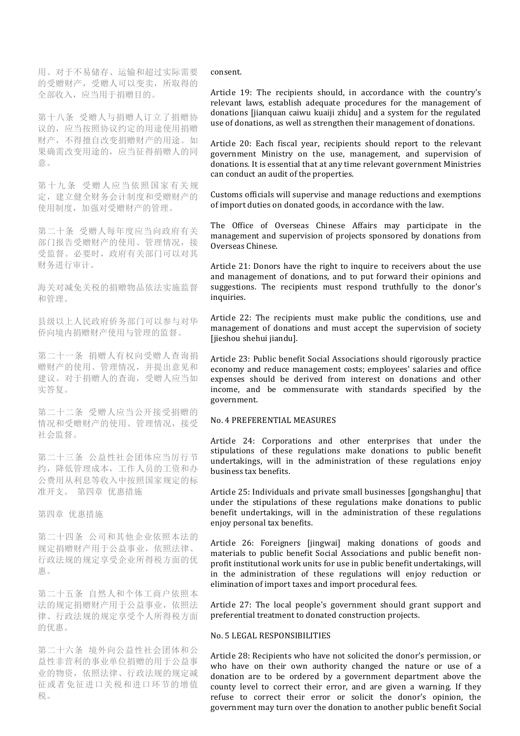用。对于不易储存、运输和超过实际需要的受赠财产，受赠人可以变卖，所取得的全部收入，应当用于捐赠目的。

第十八条 受赠人与捐赠人订立了捐赠协议的，应当按照协议约定的用途使用捐赠财产，不得擅自改变捐赠财产的用途。如果确需改变用途的，应当征得捐赠人的同意。

第十九条 受赠人应当依照国家有关规定，建立健全财务会计制度和受赠财产的使用制度，加强对受赠财产的管理。

第二十条 受赠人每年度应当向政府有关部门报告受赠财产的使用、管理情况，接受监督。必要时，政府有关部门可以对其财务进行审计。

海关对减免关税的捐赠物品依法实施监督和管理。

县级以上人民政府侨务部门可以参与对华侨向境内捐赠财产使用与管理的监督。

第二十一条 捐赠人有权向受赠人查询捐赠财产的使用、管理情况，并提出意见和建议。对于捐赠人的查询，受赠人应当如实答复。

第二十二条 受赠人应当公开接受捐赠的情况和受赠财产的使用、管理情况，接受社会监督。

第二十三条 公益性社会团体应当厉行节约，降低管理成本，工作人员的工资和办公费用从利息等收入中按照国家规定的标准开支。 第四章 优惠措施

第四章 优惠措施

第二十四条 公司和其他企业依照本法的规定捐赠财产用于公益事业，依照法律、行政法规的规定享受企业所得税方面的优惠。

第二十五条 自然人和个体工商户依照本法的规定捐赠财产用于公益事业，依照法律、行政法规的规定享受个人所得税方面的优惠。

第二十六条 境外向公益性社会团体和公益性非营利的事业单位捐赠的用于公益事业的物资，依照法律、行政法规的规定减征或者免征进口关税和进口环节的增值税。

consent.

Article 19: The recipients should, in accordance with the country's relevant laws, establish adequate procedures for the management of donations [jianquan caiwu kuaiji zhidu] and a system for the regulated use of donations, as well as strengthen their management of donations.

Article 20: Each fiscal year, recipients should report to the relevant government Ministry on the use, management, and supervision of donations. It is essential that at any time relevant government Ministries can conduct an audit of the properties.

Customs officials will supervise and manage reductions and exemptions of import duties on donated goods, in accordance with the law.

The Office of Overseas Chinese Affairs may participate in the management and supervision of projects sponsored by donations from Overseas Chinese.

Article 21: Donors have the right to inquire to receivers about the use and management of donations, and to put forward their opinions and suggestions. The recipients must respond truthfully to the donor's inquiries.

Article 22: The recipients must make public the conditions, use and management of donations and must accept the supervision of society [jieshou shehui jiandu].

Article 23: Public benefit Social Associations should rigorously practice economy and reduce management costs; employees' salaries and office expenses should be derived from interest on donations and other income, and be commensurate with standards specified by the government.

No. 4 PREFERENTIAL MEASURES

Article 24: Corporations and other enterprises that under the stipulations of these regulations make donations to public benefit undertakings, will in the administration of these regulations enjoy business tax benefits.

Article 25: Individuals and private small businesses [gongshanghu] that under the stipulations of these regulations make donations to public benefit undertakings, will in the administration of these regulations enjoy personal tax benefits.

Article 26: Foreigners [jingwai] making donations of goods and materials to public benefit Social Associations and public benefit non-profit institutional work units for use in public benefit undertakings, will in the administration of these regulations will enjoy reduction or elimination of import taxes and import procedural fees.

Article 27: The local people's government should grant support and preferential treatment to donated construction projects.

No. 5 LEGAL RESPONSIBILITIES

Article 28: Recipients who have not solicited the donor's permission, or who have on their own authority changed the nature or use of a donation are to be ordered by a government department above the county level to correct their error, and are given a warning. If they refuse to correct their error or solicit the donor's opinion, the government may turn over the donation to another public benefit Social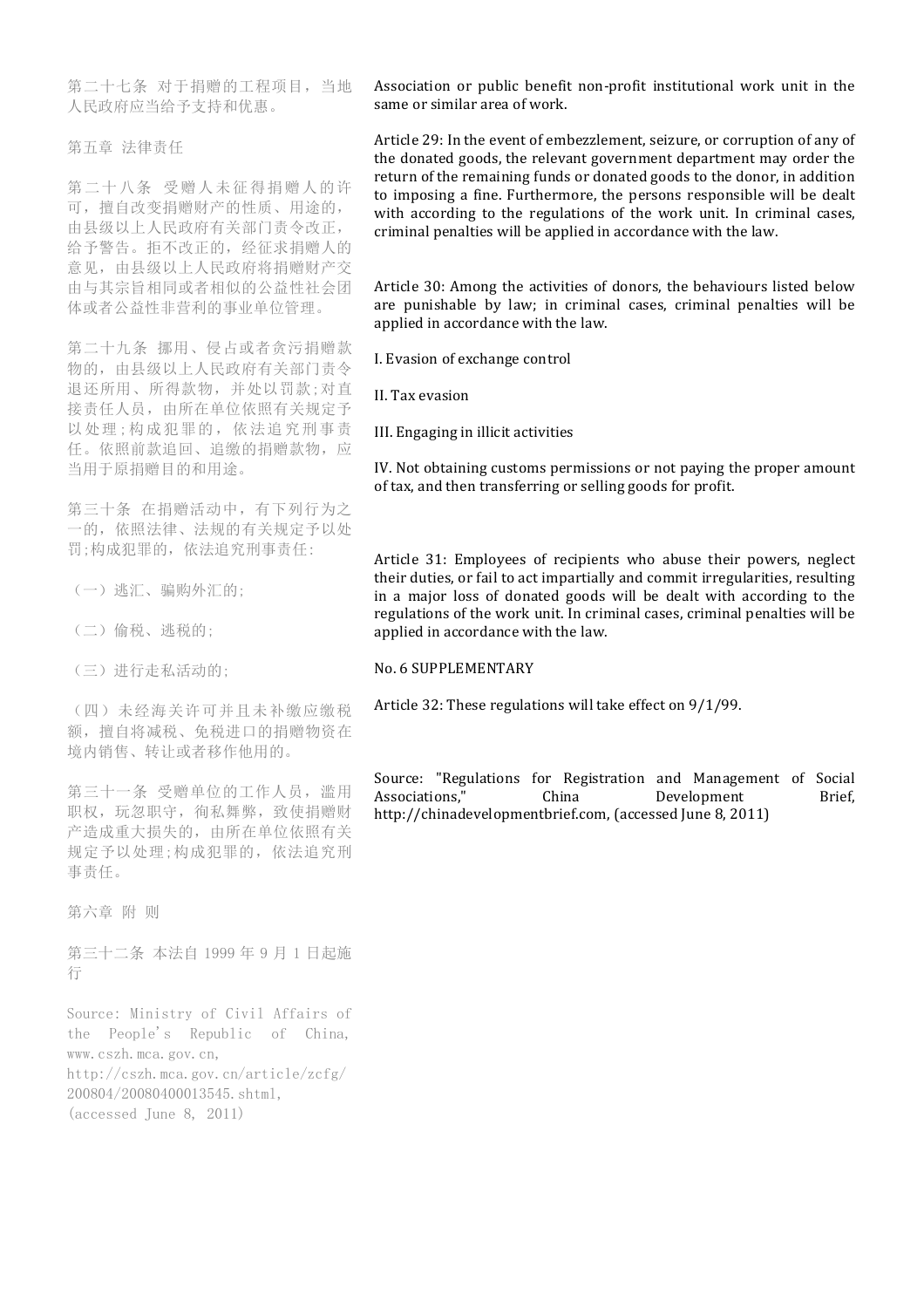第二十七条 对于捐赠的工程项目，当地人民政府应当给予支持和优惠。

第五章 法律责任

第二十八条 受赠人未征得捐赠人的许可，擅自改变捐赠财产的性质、用途的，由县级以上人民政府有关部门责令改正，给予警告。拒不改正的，经征求捐赠人的意见，由县级以上人民政府将捐赠财产交由与其宗旨相同或者相似的公益性社会团体或者公益性非营利的事业单位管理。

第二十九条 挪用、侵占或者贪污捐赠款物的，由县级以上人民政府有关部门责令退还所用、所得款物，并处以罚款;对直接责任人员，由所在单位依照有关规定予以处理;构成犯罪的，依法追究刑事责任。依照前款追回、追缴的捐赠款物，应当用于原捐赠目的和用途。

第三十条 在捐赠活动中，有下列行为之一的，依照法律、法规的有关规定予以处罚;构成犯罪的，依法追究刑事责任:

（一）逃汇、骗购外汇的;

（二）偷税、逃税的;

（三）进行走私活动的;

（四）未经海关许可并且未补缴应缴税额，擅自将减税、免税进口的捐赠物资在境内销售、转让或者移作他用的。

第三十一条 受赠单位的工作人员，滥用职权，玩忽职守，徇私舞弊，致使捐赠财产造成重大损失的，由所在单位依照有关规定予以处理;构成犯罪的，依法追究刑事责任。

第六章 附 则

第三十二条 本法自 1999 年 9 月 1 日起施行

Source: Ministry of Civil Affairs of the People's Republic of China, www.cszh.mca.gov.cn, http://cszh.mca.gov.cn/article/zcfg/200804/20080400013545.shtml, (accessed June 8, 2011)

Association or public benefit non-profit institutional work unit in the same or similar area of work.

Article 29: In the event of embezzlement, seizure, or corruption of any of the donated goods, the relevant government department may order the return of the remaining funds or donated goods to the donor, in addition to imposing a fine. Furthermore, the persons responsible will be dealt with according to the regulations of the work unit. In criminal cases, criminal penalties will be applied in accordance with the law.

Article 30: Among the activities of donors, the behaviours listed below are punishable by law; in criminal cases, criminal penalties will be applied in accordance with the law.

I. Evasion of exchange control

II. Tax evasion

III. Engaging in illicit activities

IV. Not obtaining customs permissions or not paying the proper amount of tax, and then transferring or selling goods for profit.

Article 31: Employees of recipients who abuse their powers, neglect their duties, or fail to act impartially and commit irregularities, resulting in a major loss of donated goods will be dealt with according to the regulations of the work unit. In criminal cases, criminal penalties will be applied in accordance with the law.

No. 6 SUPPLEMENTARY

Article 32: These regulations will take effect on 9/1/99.

Source: "Regulations for Registration and Management of Social Associations," China Development Brief, http://chinadevelopmentbrief.com, (accessed June 8, 2011)